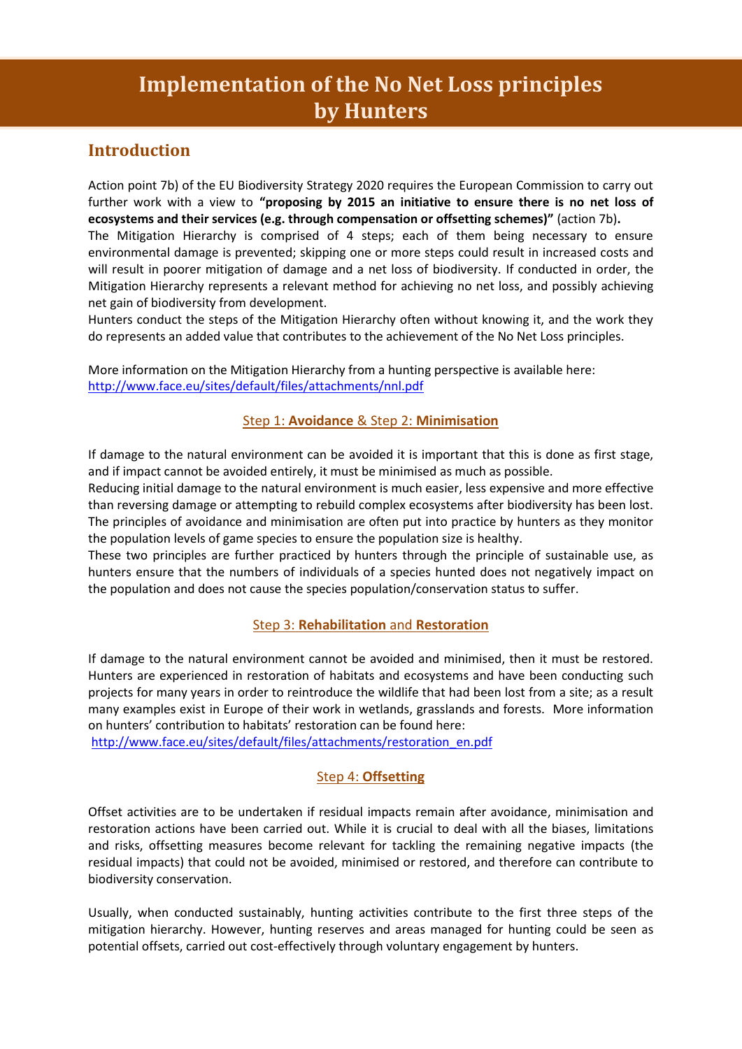# Implementation of the No Net Loss principles by Hunters

## Introduction

Action point 7b) of the EU Biodiversity Strategy 2020 requires the European Commission to carry out further work with a view to **"proposing by 2015 an initiative to ensure there is no net loss of ecosystems and their services (e.g. through compensation or offsetting schemes)"** (action 7b)**.**

The Mitigation Hierarchy is comprised of 4 steps; each of them being necessary to ensure environmental damage is prevented; skipping one or more steps could result in increased costs and will result in poorer mitigation of damage and a net loss of biodiversity. If conducted in order, the Mitigation Hierarchy represents a relevant method for achieving no net loss, and possibly achieving net gain of biodiversity from development.

Hunters conduct the steps of the Mitigation Hierarchy often without knowing it, and the work they do represents an added value that contributes to the achievement of the No Net Loss principles.

More information on the Mitigation Hierarchy from a hunting perspective is available here: http://www.face.eu/sites/default/files/attachments/nnl.pdf

### Step 1: **Avoidance** & Step 2: **Minimisation**

If damage to the natural environment can be avoided it is important that this is done as first stage, and if impact cannot be avoided entirely, it must be minimised as much as possible.

Reducing initial damage to the natural environment is much easier, less expensive and more effective than reversing damage or attempting to rebuild complex ecosystems after biodiversity has been lost. The principles of avoidance and minimisation are often put into practice by hunters as they monitor the population levels of game species to ensure the population size is healthy.

These two principles are further practiced by hunters through the principle of sustainable use, as hunters ensure that the numbers of individuals of a species hunted does not negatively impact on the population and does not cause the species population/conservation status to suffer.

### Step 3: **Rehabilitation** and **Restoration**

If damage to the natural environment cannot be avoided and minimised, then it must be restored. Hunters are experienced in restoration of habitats and ecosystems and have been conducting such projects for many years in order to reintroduce the wildlife that had been lost from a site; as a result many examples exist in Europe of their work in wetlands, grasslands and forests. More information on hunters' contribution to habitats' restoration can be found here:
http://www.face.eu/sites/default/files/attachments/restoration_en.pdf

### Step 4: **Offsetting**

Offset activities are to be undertaken if residual impacts remain after avoidance, minimisation and restoration actions have been carried out. While it is crucial to deal with all the biases, limitations and risks, offsetting measures become relevant for tackling the remaining negative impacts (the residual impacts) that could not be avoided, minimised or restored, and therefore can contribute to biodiversity conservation.

Usually, when conducted sustainably, hunting activities contribute to the first three steps of the mitigation hierarchy. However, hunting reserves and areas managed for hunting could be seen as potential offsets, carried out cost-effectively through voluntary engagement by hunters.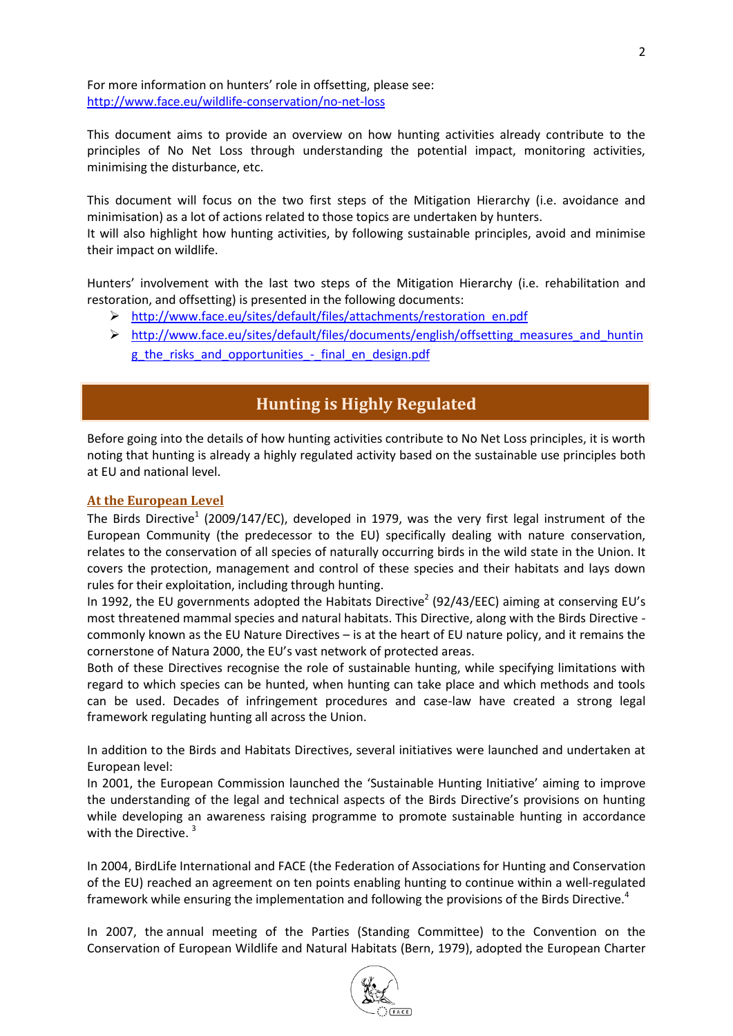For more information on hunters' role in offsetting, please see:
http://www.face.eu/wildlife-conservation/no-net-loss

This document aims to provide an overview on how hunting activities already contribute to the principles of No Net Loss through understanding the potential impact, monitoring activities, minimising the disturbance, etc.

This document will focus on the two first steps of the Mitigation Hierarchy (i.e. avoidance and minimisation) as a lot of actions related to those topics are undertaken by hunters.
It will also highlight how hunting activities, by following sustainable principles, avoid and minimise their impact on wildlife.

Hunters' involvement with the last two steps of the Mitigation Hierarchy (i.e. rehabilitation and restoration, and offsetting) is presented in the following documents:

- http://www.face.eu/sites/default/files/attachments/restoration_en.pdf
- http://www.face.eu/sites/default/files/documents/english/offsetting_measures_and_hunting_the_risks_and_opportunities_-_final_en_design.pdf

## Hunting is Highly Regulated

Before going into the details of how hunting activities contribute to No Net Loss principles, it is worth noting that hunting is already a highly regulated activity based on the sustainable use principles both at EU and national level.

### At the European Level

The Birds Directive[1] (2009/147/EC), developed in 1979, was the very first legal instrument of the European Community (the predecessor to the EU) specifically dealing with nature conservation, relates to the conservation of all species of naturally occurring birds in the wild state in the Union. It covers the protection, management and control of these species and their habitats and lays down rules for their exploitation, including through hunting.
In 1992, the EU governments adopted the Habitats Directive[2] (92/43/EEC) aiming at conserving EU's most threatened mammal species and natural habitats. This Directive, along with the Birds Directive - commonly known as the EU Nature Directives – is at the heart of EU nature policy, and it remains the cornerstone of Natura 2000, the EU's vast network of protected areas.
Both of these Directives recognise the role of sustainable hunting, while specifying limitations with regard to which species can be hunted, when hunting can take place and which methods and tools can be used. Decades of infringement procedures and case-law have created a strong legal framework regulating hunting all across the Union.

In addition to the Birds and Habitats Directives, several initiatives were launched and undertaken at European level:
In 2001, the European Commission launched the 'Sustainable Hunting Initiative' aiming to improve the understanding of the legal and technical aspects of the Birds Directive's provisions on hunting while developing an awareness raising programme to promote sustainable hunting in accordance with the Directive.[3]

In 2004, BirdLife International and FACE (the Federation of Associations for Hunting and Conservation of the EU) reached an agreement on ten points enabling hunting to continue within a well-regulated framework while ensuring the implementation and following the provisions of the Birds Directive.[4]

In 2007, the annual meeting of the Parties (Standing Committee) to the Convention on the Conservation of European Wildlife and Natural Habitats (Bern, 1979), adopted the European Charter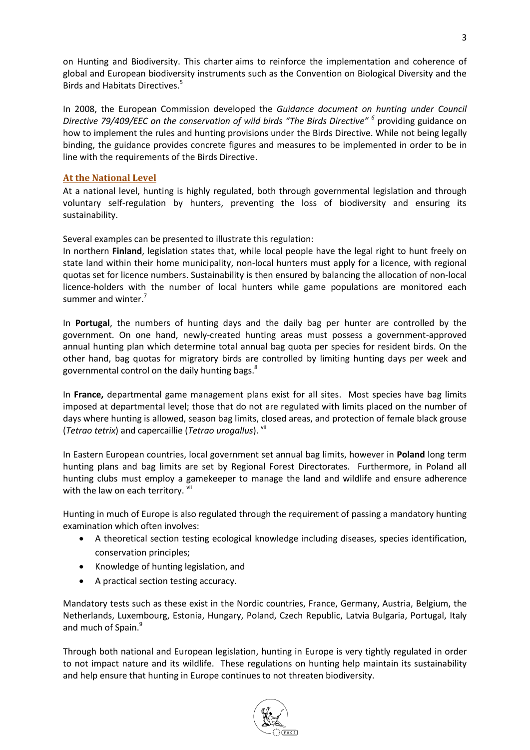on Hunting and Biodiversity. This charter aims to reinforce the implementation and coherence of global and European biodiversity instruments such as the Convention on Biological Diversity and the Birds and Habitats Directives.[5]

In 2008, the European Commission developed the *Guidance document on hunting under Council Directive 79/409/EEC on the conservation of wild birds "The Birds Directive"* [6] providing guidance on how to implement the rules and hunting provisions under the Birds Directive. While not being legally binding, the guidance provides concrete figures and measures to be implemented in order to be in line with the requirements of the Birds Directive.

## At the National Level

At a national level, hunting is highly regulated, both through governmental legislation and through voluntary self-regulation by hunters, preventing the loss of biodiversity and ensuring its sustainability.

Several examples can be presented to illustrate this regulation:

In northern **Finland**, legislation states that, while local people have the legal right to hunt freely on state land within their home municipality, non-local hunters must apply for a licence, with regional quotas set for licence numbers. Sustainability is then ensured by balancing the allocation of non-local licence-holders with the number of local hunters while game populations are monitored each summer and winter.[7]

In **Portugal**, the numbers of hunting days and the daily bag per hunter are controlled by the government. On one hand, newly-created hunting areas must possess a government-approved annual hunting plan which determine total annual bag quota per species for resident birds. On the other hand, bag quotas for migratory birds are controlled by limiting hunting days per week and governmental control on the daily hunting bags.[8]

In **France,** departmental game management plans exist for all sites. Most species have bag limits imposed at departmental level; those that do not are regulated with limits placed on the number of days where hunting is allowed, season bag limits, closed areas, and protection of female black grouse (*Tetrao tetrix*) and capercaillie (*Tetrao urogallus*). [vii]

In Eastern European countries, local government set annual bag limits, however in **Poland** long term hunting plans and bag limits are set by Regional Forest Directorates. Furthermore, in Poland all hunting clubs must employ a gamekeeper to manage the land and wildlife and ensure adherence with the law on each territory. [vii]

Hunting in much of Europe is also regulated through the requirement of passing a mandatory hunting examination which often involves:

- A theoretical section testing ecological knowledge including diseases, species identification, conservation principles;
- Knowledge of hunting legislation, and
- A practical section testing accuracy.

Mandatory tests such as these exist in the Nordic countries, France, Germany, Austria, Belgium, the Netherlands, Luxembourg, Estonia, Hungary, Poland, Czech Republic, Latvia Bulgaria, Portugal, Italy and much of Spain.[9]

Through both national and European legislation, hunting in Europe is very tightly regulated in order to not impact nature and its wildlife. These regulations on hunting help maintain its sustainability and help ensure that hunting in Europe continues to not threaten biodiversity.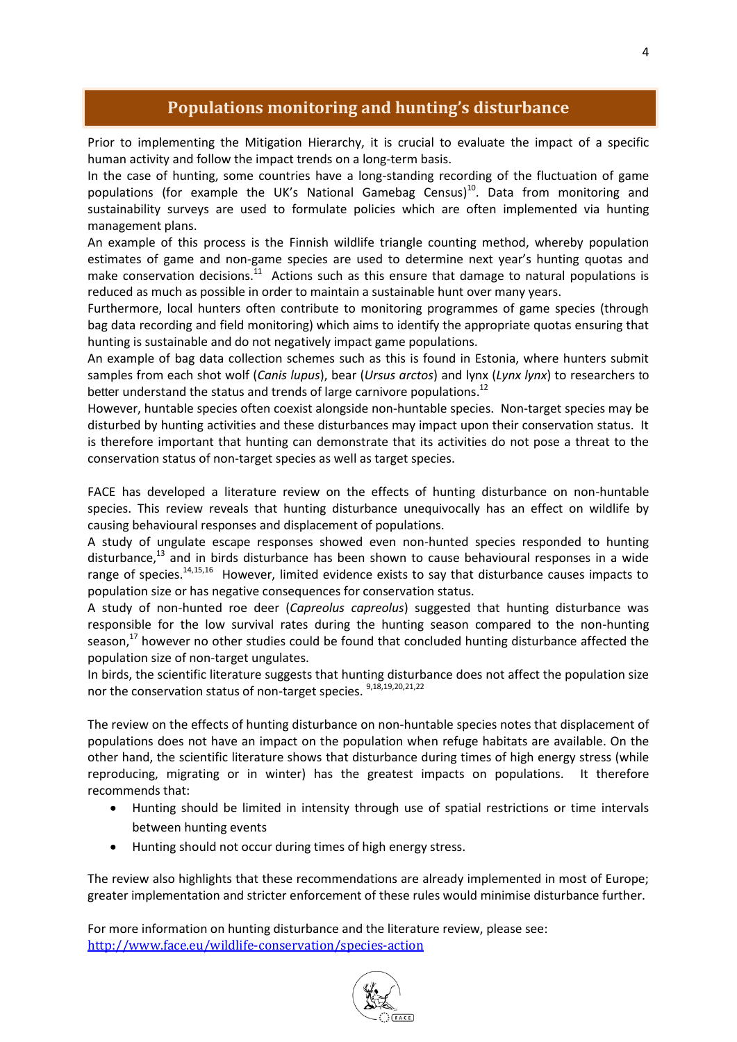## Populations monitoring and hunting's disturbance

Prior to implementing the Mitigation Hierarchy, it is crucial to evaluate the impact of a specific human activity and follow the impact trends on a long-term basis.

In the case of hunting, some countries have a long-standing recording of the fluctuation of game populations (for example the UK's National Gamebag Census)[10]. Data from monitoring and sustainability surveys are used to formulate policies which are often implemented via hunting management plans.

An example of this process is the Finnish wildlife triangle counting method, whereby population estimates of game and non-game species are used to determine next year's hunting quotas and make conservation decisions.[11] Actions such as this ensure that damage to natural populations is reduced as much as possible in order to maintain a sustainable hunt over many years.

Furthermore, local hunters often contribute to monitoring programmes of game species (through bag data recording and field monitoring) which aims to identify the appropriate quotas ensuring that hunting is sustainable and do not negatively impact game populations.

An example of bag data collection schemes such as this is found in Estonia, where hunters submit samples from each shot wolf (*Canis lupus*), bear (*Ursus arctos*) and lynx (*Lynx lynx*) to researchers to better understand the status and trends of large carnivore populations.[12]

However, huntable species often coexist alongside non-huntable species. Non-target species may be disturbed by hunting activities and these disturbances may impact upon their conservation status. It is therefore important that hunting can demonstrate that its activities do not pose a threat to the conservation status of non-target species as well as target species.

FACE has developed a literature review on the effects of hunting disturbance on non-huntable species. This review reveals that hunting disturbance unequivocally has an effect on wildlife by causing behavioural responses and displacement of populations.

A study of ungulate escape responses showed even non-hunted species responded to hunting disturbance,[13] and in birds disturbance has been shown to cause behavioural responses in a wide range of species.[14,15,16] However, limited evidence exists to say that disturbance causes impacts to population size or has negative consequences for conservation status.

A study of non-hunted roe deer (*Capreolus capreolus*) suggested that hunting disturbance was responsible for the low survival rates during the hunting season compared to the non-hunting season,[17] however no other studies could be found that concluded hunting disturbance affected the population size of non-target ungulates.

In birds, the scientific literature suggests that hunting disturbance does not affect the population size nor the conservation status of non-target species.[9,18,19,20,21,22]

The review on the effects of hunting disturbance on non-huntable species notes that displacement of populations does not have an impact on the population when refuge habitats are available. On the other hand, the scientific literature shows that disturbance during times of high energy stress (while reproducing, migrating or in winter) has the greatest impacts on populations. It therefore recommends that:

- Hunting should be limited in intensity through use of spatial restrictions or time intervals between hunting events
- Hunting should not occur during times of high energy stress.

The review also highlights that these recommendations are already implemented in most of Europe; greater implementation and stricter enforcement of these rules would minimise disturbance further.

For more information on hunting disturbance and the literature review, please see:
http://www.face.eu/wildlife-conservation/species-action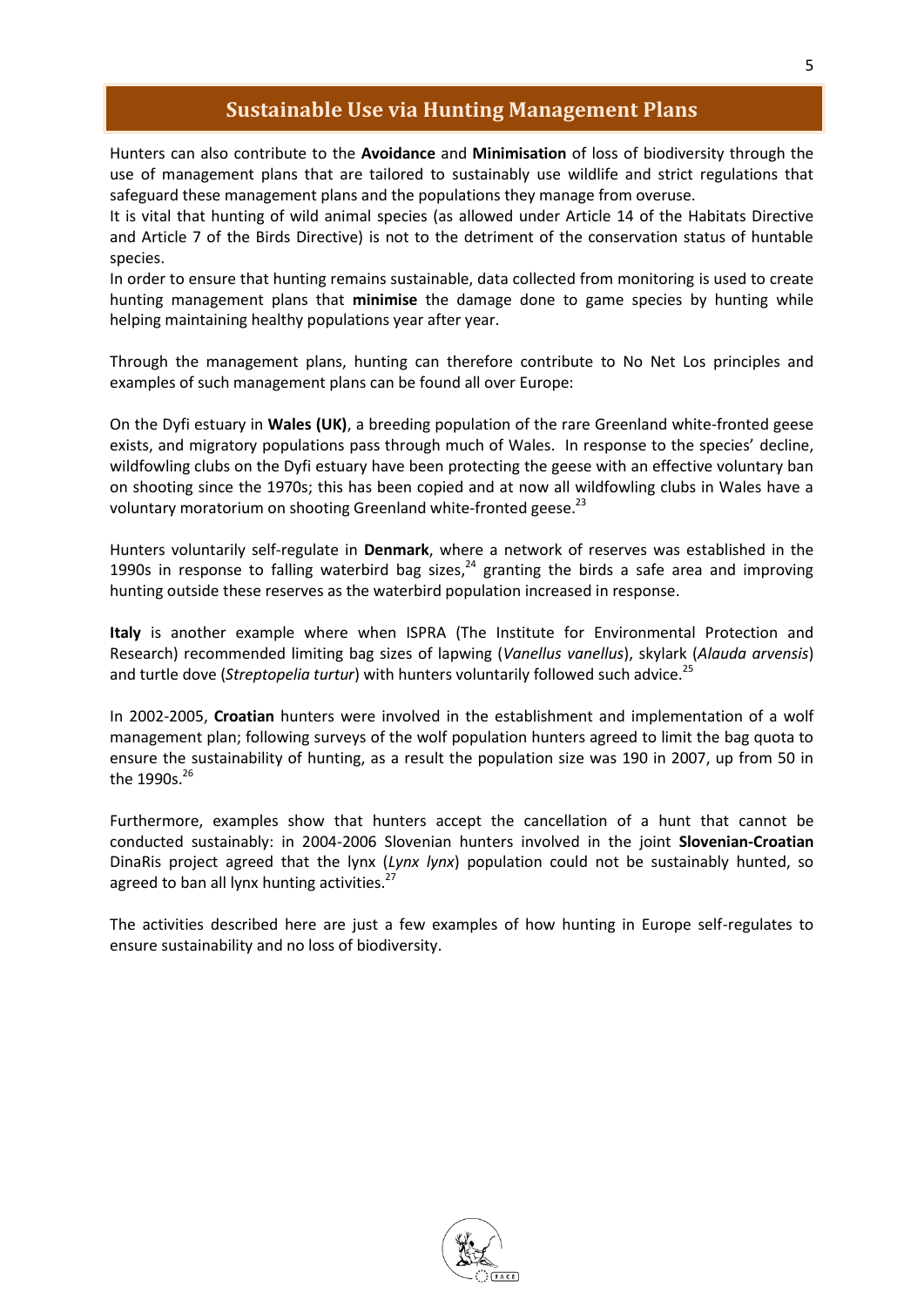## Sustainable Use via Hunting Management Plans

Hunters can also contribute to the **Avoidance** and **Minimisation** of loss of biodiversity through the use of management plans that are tailored to sustainably use wildlife and strict regulations that safeguard these management plans and the populations they manage from overuse.

It is vital that hunting of wild animal species (as allowed under Article 14 of the Habitats Directive and Article 7 of the Birds Directive) is not to the detriment of the conservation status of huntable species.

In order to ensure that hunting remains sustainable, data collected from monitoring is used to create hunting management plans that **minimise** the damage done to game species by hunting while helping maintaining healthy populations year after year.

Through the management plans, hunting can therefore contribute to No Net Los principles and examples of such management plans can be found all over Europe:

On the Dyfi estuary in **Wales (UK)**, a breeding population of the rare Greenland white-fronted geese exists, and migratory populations pass through much of Wales. In response to the species' decline, wildfowling clubs on the Dyfi estuary have been protecting the geese with an effective voluntary ban on shooting since the 1970s; this has been copied and at now all wildfowling clubs in Wales have a voluntary moratorium on shooting Greenland white-fronted geese.[23]

Hunters voluntarily self-regulate in **Denmark**, where a network of reserves was established in the 1990s in response to falling waterbird bag sizes,[24] granting the birds a safe area and improving hunting outside these reserves as the waterbird population increased in response.

**Italy** is another example where when ISPRA (The Institute for Environmental Protection and Research) recommended limiting bag sizes of lapwing (*Vanellus vanellus*), skylark (*Alauda arvensis*) and turtle dove (*Streptopelia turtur*) with hunters voluntarily followed such advice.[25]

In 2002-2005, **Croatian** hunters were involved in the establishment and implementation of a wolf management plan; following surveys of the wolf population hunters agreed to limit the bag quota to ensure the sustainability of hunting, as a result the population size was 190 in 2007, up from 50 in the 1990s.[26]

Furthermore, examples show that hunters accept the cancellation of a hunt that cannot be conducted sustainably: in 2004-2006 Slovenian hunters involved in the joint **Slovenian-Croatian** DinaRis project agreed that the lynx (*Lynx lynx*) population could not be sustainably hunted, so agreed to ban all lynx hunting activities.[27]

The activities described here are just a few examples of how hunting in Europe self-regulates to ensure sustainability and no loss of biodiversity.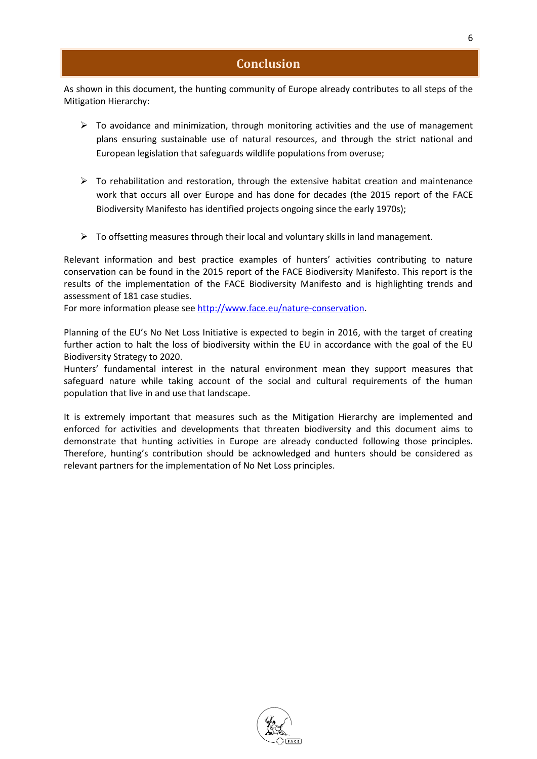## Conclusion

As shown in this document, the hunting community of Europe already contributes to all steps of the Mitigation Hierarchy:

- To avoidance and minimization, through monitoring activities and the use of management plans ensuring sustainable use of natural resources, and through the strict national and European legislation that safeguards wildlife populations from overuse;

- To rehabilitation and restoration, through the extensive habitat creation and maintenance work that occurs all over Europe and has done for decades (the 2015 report of the FACE Biodiversity Manifesto has identified projects ongoing since the early 1970s);

- To offsetting measures through their local and voluntary skills in land management.

Relevant information and best practice examples of hunters' activities contributing to nature conservation can be found in the 2015 report of the FACE Biodiversity Manifesto. This report is the results of the implementation of the FACE Biodiversity Manifesto and is highlighting trends and assessment of 181 case studies.
For more information please see [http://www.face.eu/nature-conservation](http://www.face.eu/nature-conservation).

Planning of the EU's No Net Loss Initiative is expected to begin in 2016, with the target of creating further action to halt the loss of biodiversity within the EU in accordance with the goal of the EU Biodiversity Strategy to 2020.
Hunters' fundamental interest in the natural environment mean they support measures that safeguard nature while taking account of the social and cultural requirements of the human population that live in and use that landscape.

It is extremely important that measures such as the Mitigation Hierarchy are implemented and enforced for activities and developments that threaten biodiversity and this document aims to demonstrate that hunting activities in Europe are already conducted following those principles. Therefore, hunting's contribution should be acknowledged and hunters should be considered as relevant partners for the implementation of No Net Loss principles.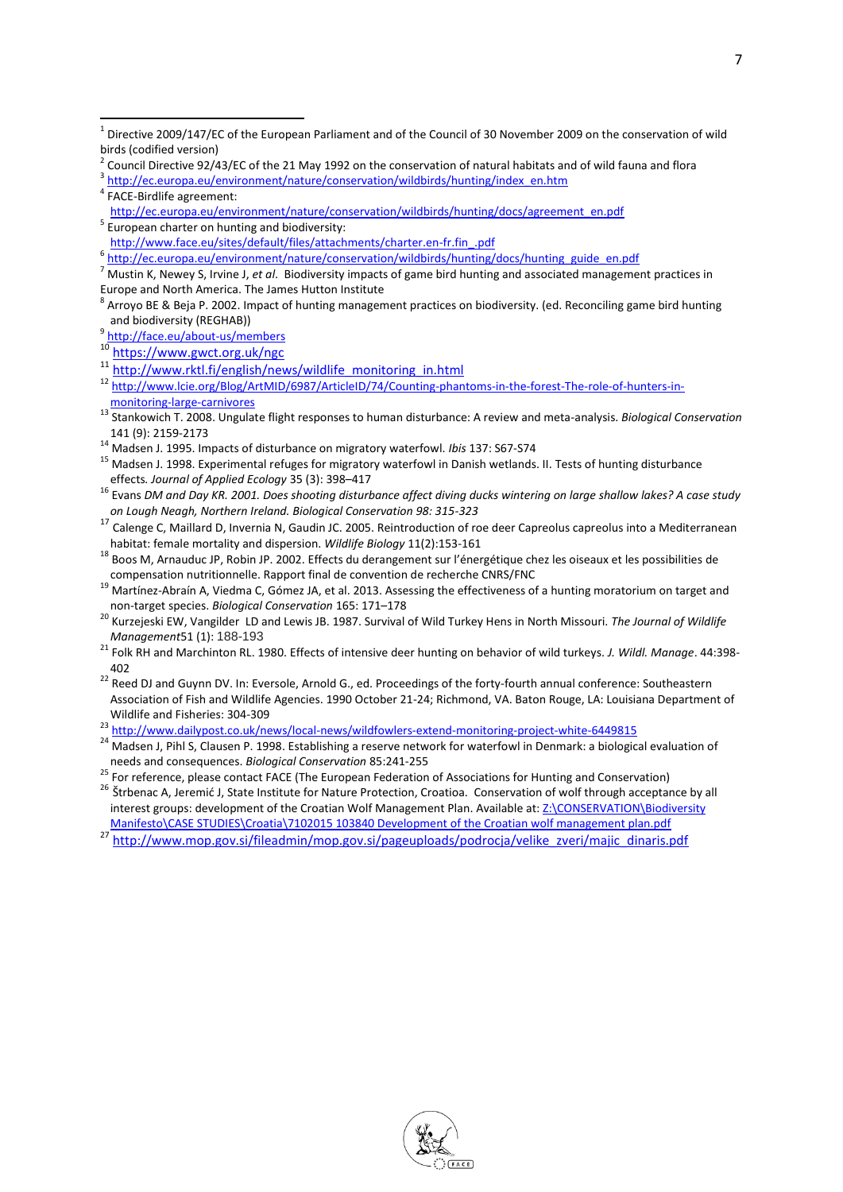[1] Directive 2009/147/EC of the European Parliament and of the Council of 30 November 2009 on the conservation of wild birds (codified version)

[2] Council Directive 92/43/EC of the 21 May 1992 on the conservation of natural habitats and of wild fauna and flora

[3] http://ec.europa.eu/environment/nature/conservation/wildbirds/hunting/index_en.htm

[4] FACE-Birdlife agreement: http://ec.europa.eu/environment/nature/conservation/wildbirds/hunting/docs/agreement_en.pdf

[5] European charter on hunting and biodiversity: http://www.face.eu/sites/default/files/attachments/charter.en-fr.fin_.pdf

[6] http://ec.europa.eu/environment/nature/conservation/wildbirds/hunting/docs/hunting_guide_en.pdf

[7] Mustin K, Newey S, Irvine J, *et al*. Biodiversity impacts of game bird hunting and associated management practices in Europe and North America. The James Hutton Institute

[8] Arroyo BE & Beja P. 2002. Impact of hunting management practices on biodiversity. (ed. Reconciling game bird hunting and biodiversity (REGHAB))

[9] http://face.eu/about-us/members

[10] https://www.gwct.org.uk/ngc

[11] http://www.rktl.fi/english/news/wildlife_monitoring_in.html

[12] http://www.lcie.org/Blog/ArtMID/6987/ArticleID/74/Counting-phantoms-in-the-forest-The-role-of-hunters-in-monitoring-large-carnivores

[13] Stankowich T. 2008. Ungulate flight responses to human disturbance: A review and meta-analysis. *Biological Conservation* 141 (9): 2159-2173

[14] Madsen J. 1995. Impacts of disturbance on migratory waterfowl. *Ibis* 137: S67-S74

[15] Madsen J. 1998. Experimental refuges for migratory waterfowl in Danish wetlands. II. Tests of hunting disturbance effects. *Journal of Applied Ecology* 35 (3): 398–417

[16] Evans *DM and Day KR. 2001. Does shooting disturbance affect diving ducks wintering on large shallow lakes? A case study on Lough Neagh, Northern Ireland. Biological Conservation 98: 315-323*

[17] Calenge C, Maillard D, Invernia N, Gaudin JC. 2005. Reintroduction of roe deer Capreolus capreolus into a Mediterranean habitat: female mortality and dispersion. *Wildlife Biology* 11(2):153-161

[18] Boos M, Arnauduc JP, Robin JP. 2002. Effects du derangement sur l'énergétique chez les oiseaux et les possibilities de compensation nutritionnelle. Rapport final de convention de recherche CNRS/FNC

[19] Martínez-Abraín A, Viedma C, Gómez JA, et al. 2013. Assessing the effectiveness of a hunting moratorium on target and non-target species. *Biological Conservation* 165: 171–178

[20] Kurzejeski EW, Vangilder LD and Lewis JB. 1987. Survival of Wild Turkey Hens in North Missouri. *The Journal of Wildlife Management*51 (1): 188-193

[21] Folk RH and Marchinton RL. 1980. Effects of intensive deer hunting on behavior of wild turkeys. *J. Wildl. Manage*. 44:398-402

[22] Reed DJ and Guynn DV. In: Eversole, Arnold G., ed. Proceedings of the forty-fourth annual conference: Southeastern Association of Fish and Wildlife Agencies. 1990 October 21-24; Richmond, VA. Baton Rouge, LA: Louisiana Department of Wildlife and Fisheries: 304-309

[23] http://www.dailypost.co.uk/news/local-news/wildfowlers-extend-monitoring-project-white-6449815

[24] Madsen J, Pihl S, Clausen P. 1998. Establishing a reserve network for waterfowl in Denmark: a biological evaluation of needs and consequences. *Biological Conservation* 85:241-255

[25] For reference, please contact FACE (The European Federation of Associations for Hunting and Conservation)

[26] Štrbenac A, Jeremić J, State Institute for Nature Protection, Croatioa. Conservation of wolf through acceptance by all interest groups: development of the Croatian Wolf Management Plan. Available at: Z:\CONSERVATION\Biodiversity Manifesto\CASE STUDIES\Croatia\7102015 103840 Development of the Croatian wolf management plan.pdf

[27] http://www.mop.gov.si/fileadmin/mop.gov.si/pageuploads/podrocja/velike_zveri/majic_dinaris.pdf